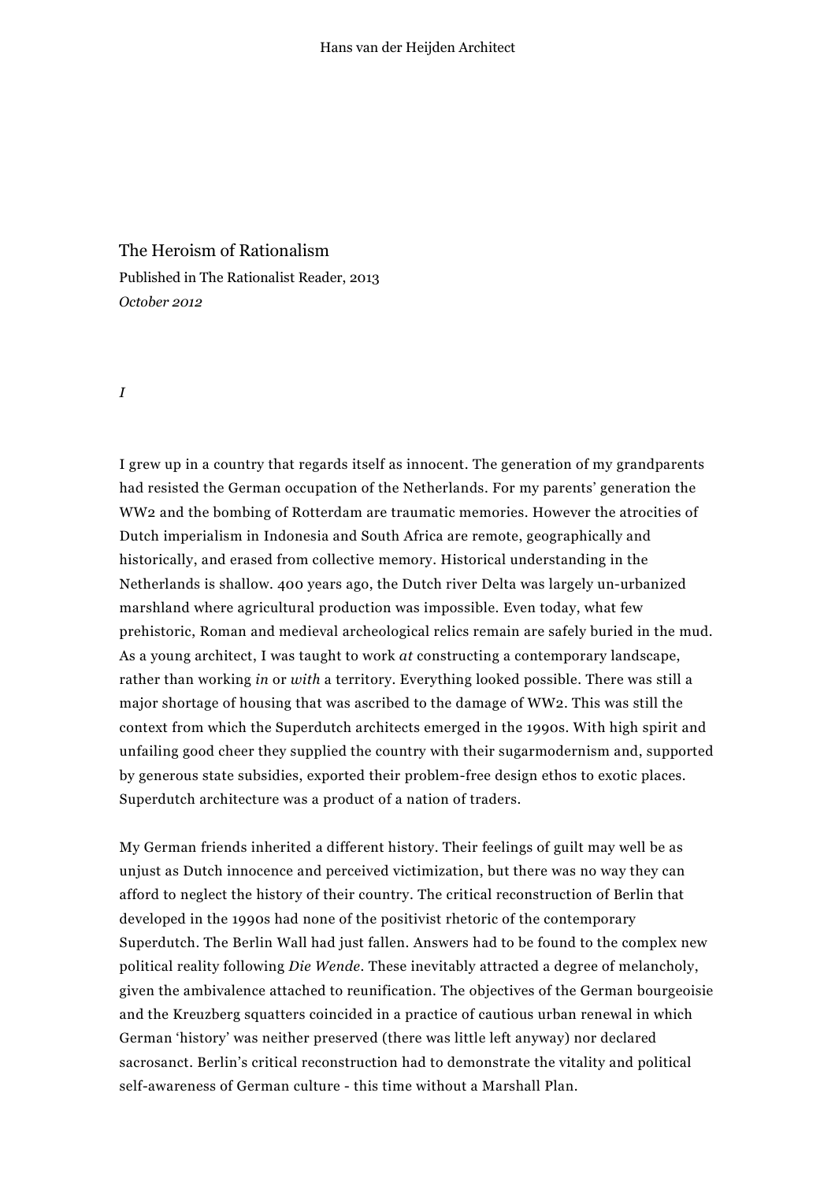# The Heroism of Rationalism

Published in The Rationalist Reader, 2013

*October 2012*

*I*

I grew up in a country that regards itself as innocent. The generation of my grandparents had resisted the German occupation of the Netherlands. For my parents' generation the WW2 and the bombing of Rotterdam are traumatic memories. However the atrocities of Dutch imperialism in Indonesia and South Africa are remote, geographically and historically, and erased from collective memory. Historical understanding in the Netherlands is shallow. 400 years ago, the Dutch river Delta was largely un-urbanized marshland where agricultural production was impossible. Even today, what few prehistoric, Roman and medieval archeological relics remain are safely buried in the mud. As a young architect, I was taught to work *at* constructing a contemporary landscape, rather than working *in* or *with* a territory. Everything looked possible. There was still a major shortage of housing that was ascribed to the damage of WW2. This was still the context from which the Superdutch architects emerged in the 1990s. With high spirit and unfailing good cheer they supplied the country with their sugarmodernism and, supported by generous state subsidies, exported their problem-free design ethos to exotic places. Superdutch architecture was a product of a nation of traders.

My German friends inherited a different history. Their feelings of guilt may well be as unjust as Dutch innocence and perceived victimization, but there was no way they can afford to neglect the history of their country. The critical reconstruction of Berlin that developed in the 1990s had none of the positivist rhetoric of the contemporary Superdutch. The Berlin Wall had just fallen. Answers had to be found to the complex new political reality following *Die Wende*. These inevitably attracted a degree of melancholy, given the ambivalence attached to reunification. The objectives of the German bourgeoisie and the Kreuzberg squatters coincided in a practice of cautious urban renewal in which German 'history' was neither preserved (there was little left anyway) nor declared sacrosanct. Berlin's critical reconstruction had to demonstrate the vitality and political self-awareness of German culture - this time without a Marshall Plan.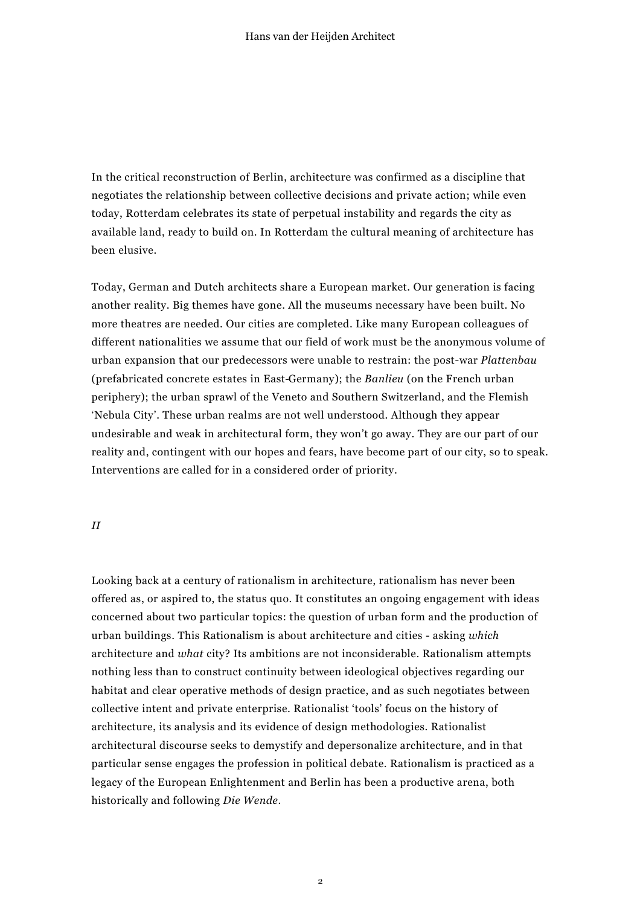In the critical reconstruction of Berlin, architecture was confirmed as a discipline that negotiates the relationship between collective decisions and private action; while even today, Rotterdam celebrates its state of perpetual instability and regards the city as available land, ready to build on. In Rotterdam the cultural meaning of architecture has been elusive.

Today, German and Dutch architects share a European market. Our generation is facing another reality. Big themes have gone. All the museums necessary have been built. No more theatres are needed. Our cities are completed. Like many European colleagues of different nationalities we assume that our field of work must be the anonymous volume of urban expansion that our predecessors were unable to restrain: the post-war *Plattenbau* (prefabricated concrete estates in East-Germany); the *Banlieu* (on the French urban periphery); the urban sprawl of the Veneto and Southern Switzerland, and the Flemish 'Nebula City'. These urban realms are not well understood. Although they appear undesirable and weak in architectural form, they won't go away. They are our part of our reality and, contingent with our hopes and fears, have become part of our city, so to speak. Interventions are called for in a considered order of priority.

*II*

Looking back at a century of rationalism in architecture, rationalism has never been offered as, or aspired to, the status quo. It constitutes an ongoing engagement with ideas concerned about two particular topics: the question of urban form and the production of urban buildings. This Rationalism is about architecture and cities - asking *which* architecture and *what* city? Its ambitions are not inconsiderable. Rationalism attempts nothing less than to construct continuity between ideological objectives regarding our habitat and clear operative methods of design practice, and as such negotiates between collective intent and private enterprise. Rationalist 'tools' focus on the history of architecture, its analysis and its evidence of design methodologies. Rationalist architectural discourse seeks to demystify and depersonalize architecture, and in that particular sense engages the profession in political debate. Rationalism is practiced as a legacy of the European Enlightenment and Berlin has been a productive arena, both historically and following *Die Wende*.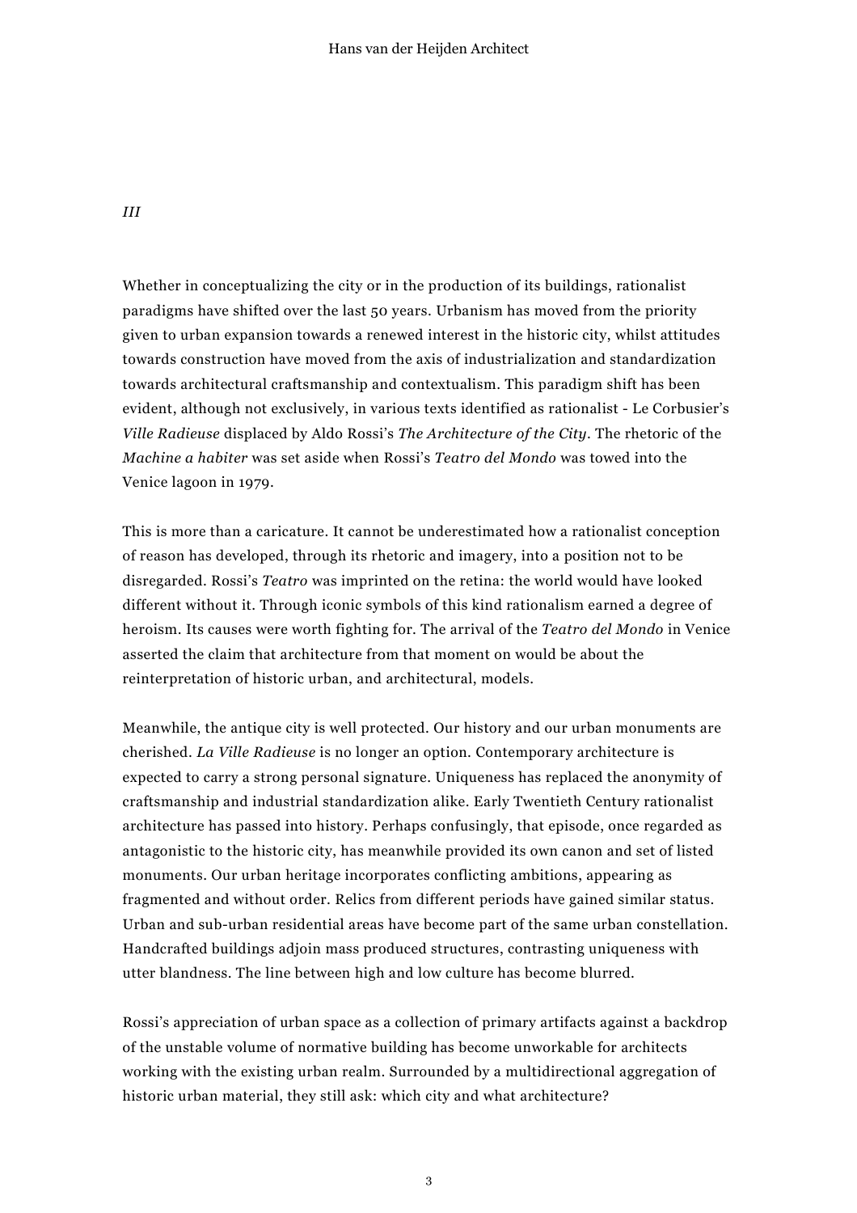*III*

Whether in conceptualizing the city or in the production of its buildings, rationalist paradigms have shifted over the last 50 years. Urbanism has moved from the priority given to urban expansion towards a renewed interest in the historic city, whilst attitudes towards construction have moved from the axis of industrialization and standardization towards architectural craftsmanship and contextualism. This paradigm shift has been evident, although not exclusively, in various texts identified as rationalist - Le Corbusier's *Ville Radieuse* displaced by Aldo Rossi's *The Architecture of the City*. The rhetoric of the *Machine a habiter* was set aside when Rossi's *Teatro del Mondo* was towed into the Venice lagoon in 1979.

This is more than a caricature. It cannot be underestimated how a rationalist conception of reason has developed, through its rhetoric and imagery, into a position not to be disregarded. Rossi's *Teatro* was imprinted on the retina: the world would have looked different without it. Through iconic symbols of this kind rationalism earned a degree of heroism. Its causes were worth fighting for. The arrival of the *Teatro del Mondo* in Venice asserted the claim that architecture from that moment on would be about the reinterpretation of historic urban, and architectural, models.

Meanwhile, the antique city is well protected. Our history and our urban monuments are cherished. *La Ville Radieuse* is no longer an option. Contemporary architecture is expected to carry a strong personal signature. Uniqueness has replaced the anonymity of craftsmanship and industrial standardization alike. Early Twentieth Century rationalist architecture has passed into history. Perhaps confusingly, that episode, once regarded as antagonistic to the historic city, has meanwhile provided its own canon and set of listed monuments. Our urban heritage incorporates conflicting ambitions, appearing as fragmented and without order. Relics from different periods have gained similar status. Urban and sub-urban residential areas have become part of the same urban constellation. Handcrafted buildings adjoin mass produced structures, contrasting uniqueness with utter blandness. The line between high and low culture has become blurred.

Rossi's appreciation of urban space as a collection of primary artifacts against a backdrop of the unstable volume of normative building has become unworkable for architects working with the existing urban realm. Surrounded by a multidirectional aggregation of historic urban material, they still ask: which city and what architecture?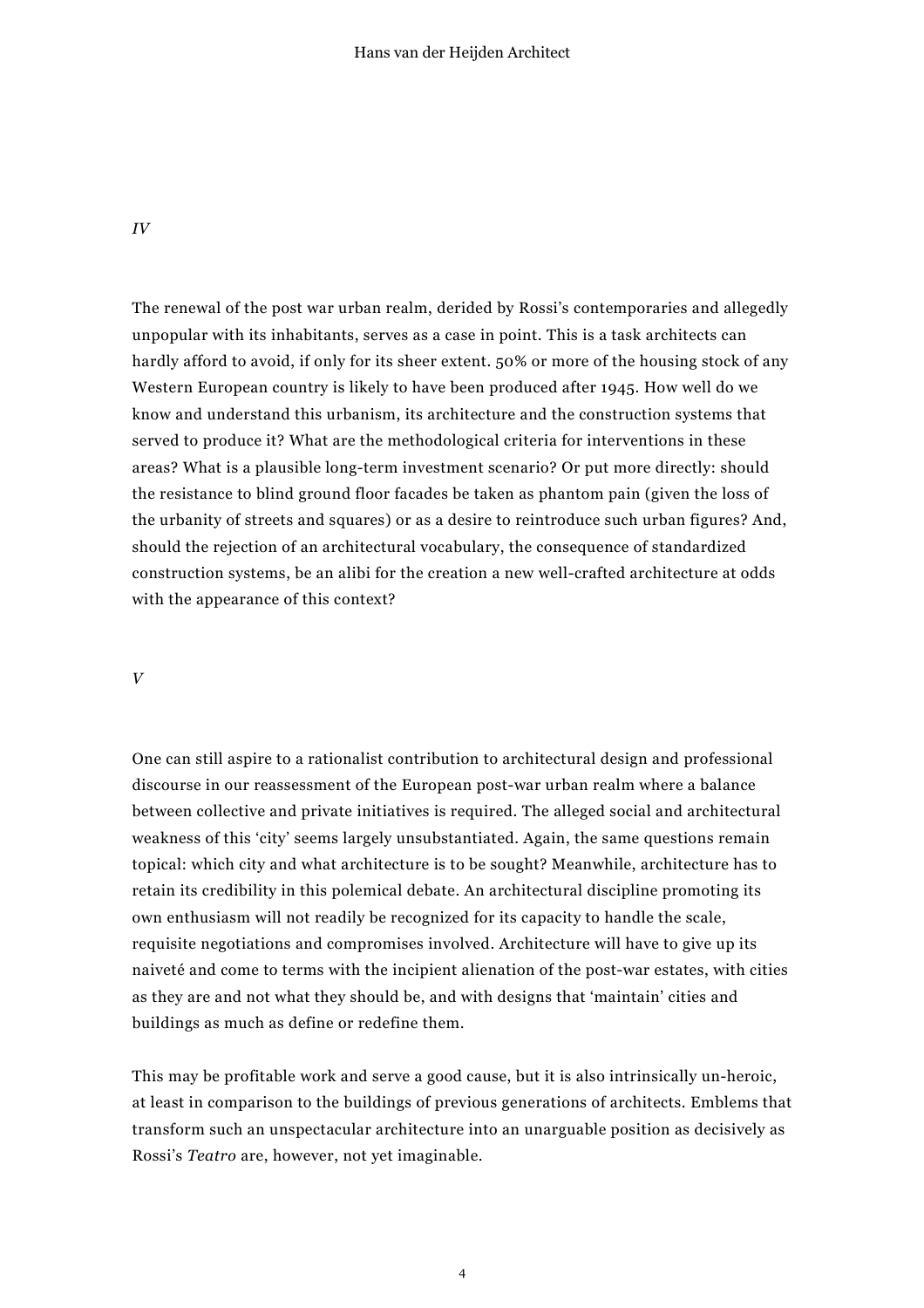*IV*

The renewal of the post war urban realm, derided by Rossi's contemporaries and allegedly unpopular with its inhabitants, serves as a case in point. This is a task architects can hardly afford to avoid, if only for its sheer extent. 50% or more of the housing stock of any Western European country is likely to have been produced after 1945. How well do we know and understand this urbanism, its architecture and the construction systems that served to produce it? What are the methodological criteria for interventions in these areas? What is a plausible long-term investment scenario? Or put more directly: should the resistance to blind ground floor facades be taken as phantom pain (given the loss of the urbanity of streets and squares) or as a desire to reintroduce such urban figures? And, should the rejection of an architectural vocabulary, the consequence of standardized construction systems, be an alibi for the creation a new well-crafted architecture at odds with the appearance of this context?

*V*

One can still aspire to a rationalist contribution to architectural design and professional discourse in our reassessment of the European post-war urban realm where a balance between collective and private initiatives is required. The alleged social and architectural weakness of this 'city' seems largely unsubstantiated. Again, the same questions remain topical: which city and what architecture is to be sought? Meanwhile, architecture has to retain its credibility in this polemical debate. An architectural discipline promoting its own enthusiasm will not readily be recognized for its capacity to handle the scale, requisite negotiations and compromises involved. Architecture will have to give up its naiveté and come to terms with the incipient alienation of the post-war estates, with cities as they are and not what they should be, and with designs that 'maintain' cities and buildings as much as define or redefine them.

This may be profitable work and serve a good cause, but it is also intrinsically un-heroic, at least in comparison to the buildings of previous generations of architects. Emblems that transform such an unspectacular architecture into an unarguable position as decisively as Rossi's *Teatro* are, however, not yet imaginable.